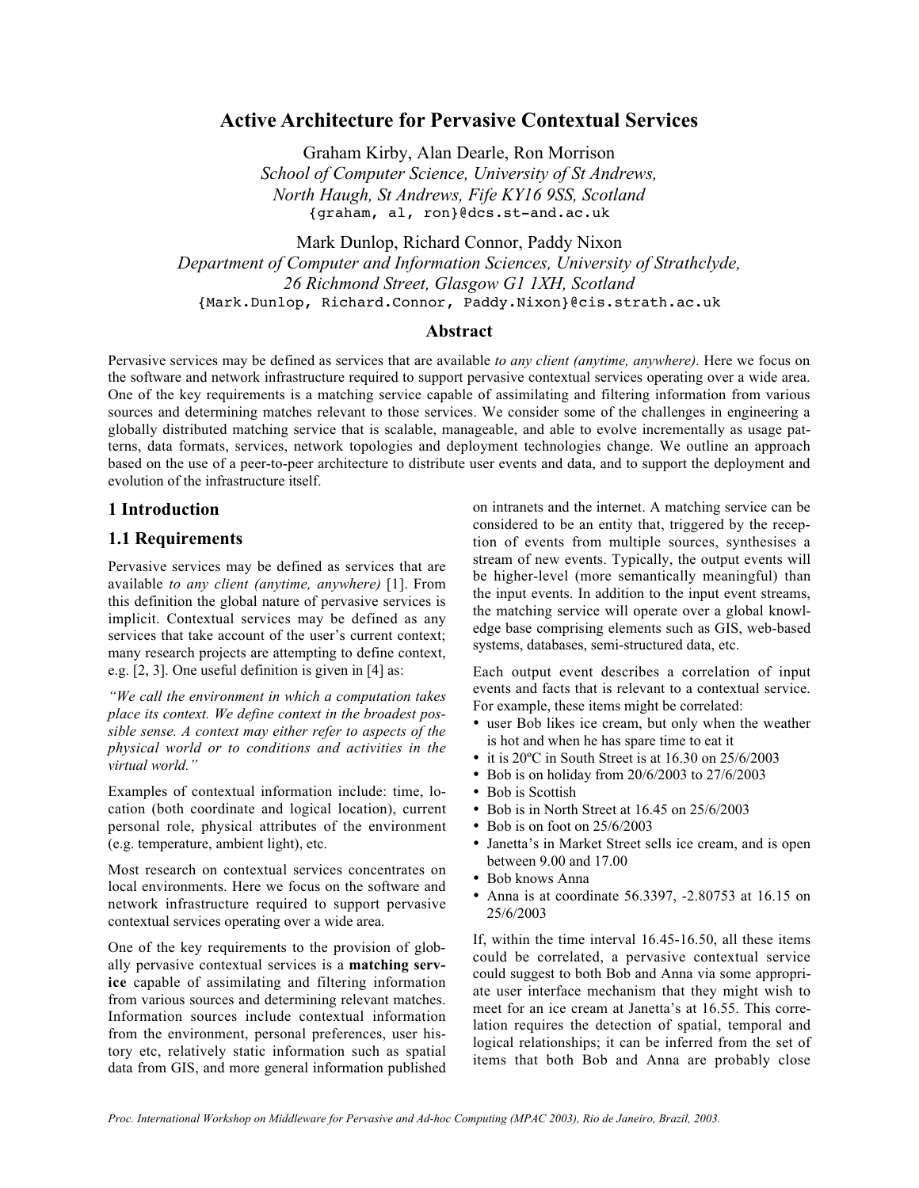# Active Architecture for Pervasive Contextual Services

Graham Kirby, Alan Dearle, Ron Morrison

*School of Computer Science, University of St Andrews,*
*North Haugh, St Andrews, Fife KY16 9SS, Scotland*

{graham, al, ron}@dcs.st-and.ac.uk

Mark Dunlop, Richard Connor, Paddy Nixon

*Department of Computer and Information Sciences, University of Strathclyde,*
*26 Richmond Street, Glasgow G1 1XH, Scotland*

{Mark.Dunlop, Richard.Connor, Paddy.Nixon}@cis.strath.ac.uk

## Abstract

Pervasive services may be defined as services that are available *to any client (anytime, anywhere)*. Here we focus on the software and network infrastructure required to support pervasive contextual services operating over a wide area. One of the key requirements is a matching service capable of assimilating and filtering information from various sources and determining matches relevant to those services. We consider some of the challenges in engineering a globally distributed matching service that is scalable, manageable, and able to evolve incrementally as usage patterns, data formats, services, network topologies and deployment technologies change. We outline an approach based on the use of a peer-to-peer architecture to distribute user events and data, and to support the deployment and evolution of the infrastructure itself.

## 1 Introduction

### 1.1 Requirements

Pervasive services may be defined as services that are available *to any client (anytime, anywhere)* [1]. From this definition the global nature of pervasive services is implicit. Contextual services may be defined as any services that take account of the user's current context; many research projects are attempting to define context, e.g. [2, 3]. One useful definition is given in [4] as:

*"We call the environment in which a computation takes place its context. We define context in the broadest possible sense. A context may either refer to aspects of the physical world or to conditions and activities in the virtual world."*

Examples of contextual information include: time, location (both coordinate and logical location), current personal role, physical attributes of the environment (e.g. temperature, ambient light), etc.

Most research on contextual services concentrates on local environments. Here we focus on the software and network infrastructure required to support pervasive contextual services operating over a wide area.

One of the key requirements to the provision of globally pervasive contextual services is a **matching service** capable of assimilating and filtering information from various sources and determining relevant matches. Information sources include contextual information from the environment, personal preferences, user history etc, relatively static information such as spatial data from GIS, and more general information published on intranets and the internet. A matching service can be considered to be an entity that, triggered by the reception of events from multiple sources, synthesises a stream of new events. Typically, the output events will be higher-level (more semantically meaningful) than the input events. In addition to the input event streams, the matching service will operate over a global knowledge base comprising elements such as GIS, web-based systems, databases, semi-structured data, etc.

Each output event describes a correlation of input events and facts that is relevant to a contextual service. For example, these items might be correlated:

- user Bob likes ice cream, but only when the weather is hot and when he has spare time to eat it
- it is 20ºC in South Street is at 16.30 on 25/6/2003
- Bob is on holiday from 20/6/2003 to 27/6/2003
- Bob is Scottish
- Bob is in North Street at 16.45 on 25/6/2003
- Bob is on foot on 25/6/2003
- Janetta's in Market Street sells ice cream, and is open between 9.00 and 17.00
- Bob knows Anna
- Anna is at coordinate 56.3397, -2.80753 at 16.15 on 25/6/2003

If, within the time interval 16.45-16.50, all these items could be correlated, a pervasive contextual service could suggest to both Bob and Anna via some appropriate user interface mechanism that they might wish to meet for an ice cream at Janetta's at 16.55. This correlation requires the detection of spatial, temporal and logical relationships; it can be inferred from the set of items that both Bob and Anna are probably close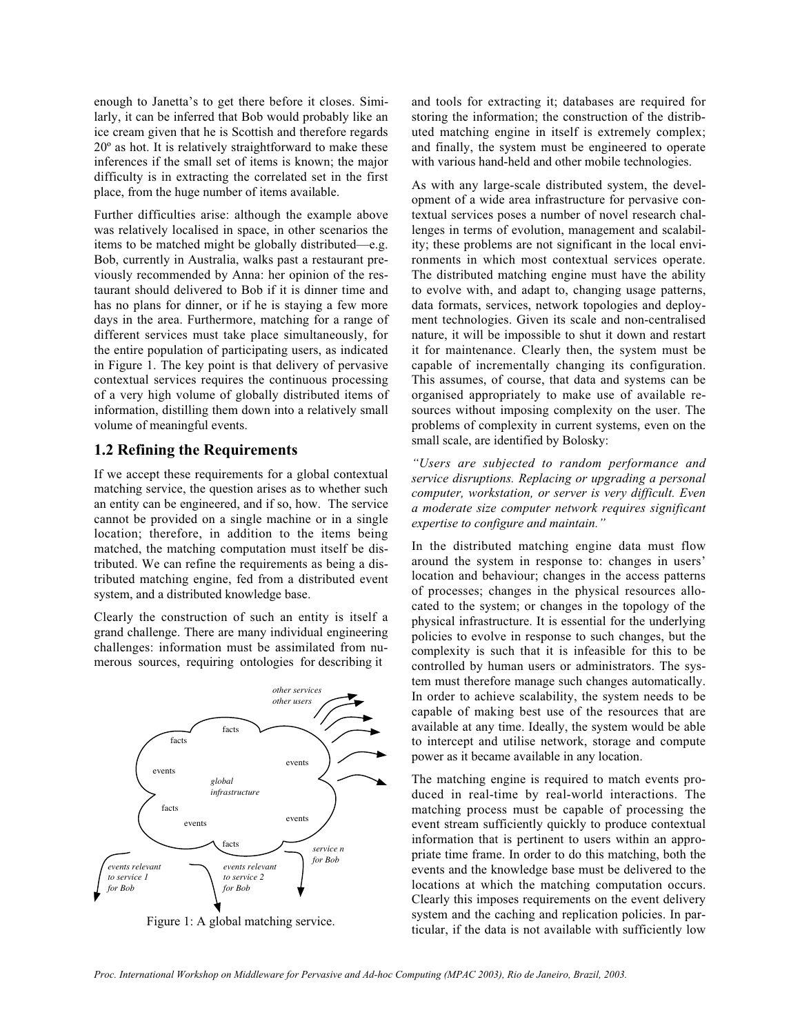enough to Janetta's to get there before it closes. Similarly, it can be inferred that Bob would probably like an ice cream given that he is Scottish and therefore regards 20º as hot. It is relatively straightforward to make these inferences if the small set of items is known; the major difficulty is in extracting the correlated set in the first place, from the huge number of items available.

Further difficulties arise: although the example above was relatively localised in space, in other scenarios the items to be matched might be globally distributed—e.g. Bob, currently in Australia, walks past a restaurant previously recommended by Anna: her opinion of the restaurant should delivered to Bob if it is dinner time and has no plans for dinner, or if he is staying a few more days in the area. Furthermore, matching for a range of different services must take place simultaneously, for the entire population of participating users, as indicated in Figure 1. The key point is that delivery of pervasive contextual services requires the continuous processing of a very high volume of globally distributed items of information, distilling them down into a relatively small volume of meaningful events.

## 1.2 Refining the Requirements

If we accept these requirements for a global contextual matching service, the question arises as to whether such an entity can be engineered, and if so, how. The service cannot be provided on a single machine or in a single location; therefore, in addition to the items being matched, the matching computation must itself be distributed. We can refine the requirements as being a distributed matching engine, fed from a distributed event system, and a distributed knowledge base.

Clearly the construction of such an entity is itself a grand challenge. There are many individual engineering challenges: information must be assimilated from numerous sources, requiring ontologies for describing it and tools for extracting it; databases are required for storing the information; the construction of the distributed matching engine in itself is extremely complex; and finally, the system must be engineered to operate with various hand-held and other mobile technologies.

Figure 1: A global matching service.

As with any large-scale distributed system, the development of a wide area infrastructure for pervasive contextual services poses a number of novel research challenges in terms of evolution, management and scalability; these problems are not significant in the local environments in which most contextual services operate. The distributed matching engine must have the ability to evolve with, and adapt to, changing usage patterns, data formats, services, network topologies and deployment technologies. Given its scale and non-centralised nature, it will be impossible to shut it down and restart it for maintenance. Clearly then, the system must be capable of incrementally changing its configuration. This assumes, of course, that data and systems can be organised appropriately to make use of available resources without imposing complexity on the user. The problems of complexity in current systems, even on the small scale, are identified by Bolosky:

*"Users are subjected to random performance and service disruptions. Replacing or upgrading a personal computer, workstation, or server is very difficult. Even a moderate size computer network requires significant expertise to configure and maintain."*

In the distributed matching engine data must flow around the system in response to: changes in users' location and behaviour; changes in the access patterns of processes; changes in the physical resources allocated to the system; or changes in the topology of the physical infrastructure. It is essential for the underlying policies to evolve in response to such changes, but the complexity is such that it is infeasible for this to be controlled by human users or administrators. The system must therefore manage such changes automatically. In order to achieve scalability, the system needs to be capable of making best use of the resources that are available at any time. Ideally, the system would be able to intercept and utilise network, storage and compute power as it became available in any location.

The matching engine is required to match events produced in real-time by real-world interactions. The matching process must be capable of processing the event stream sufficiently quickly to produce contextual information that is pertinent to users within an appropriate time frame. In order to do this matching, both the events and the knowledge base must be delivered to the locations at which the matching computation occurs. Clearly this imposes requirements on the event delivery system and the caching and replication policies. In particular, if the data is not available with sufficiently low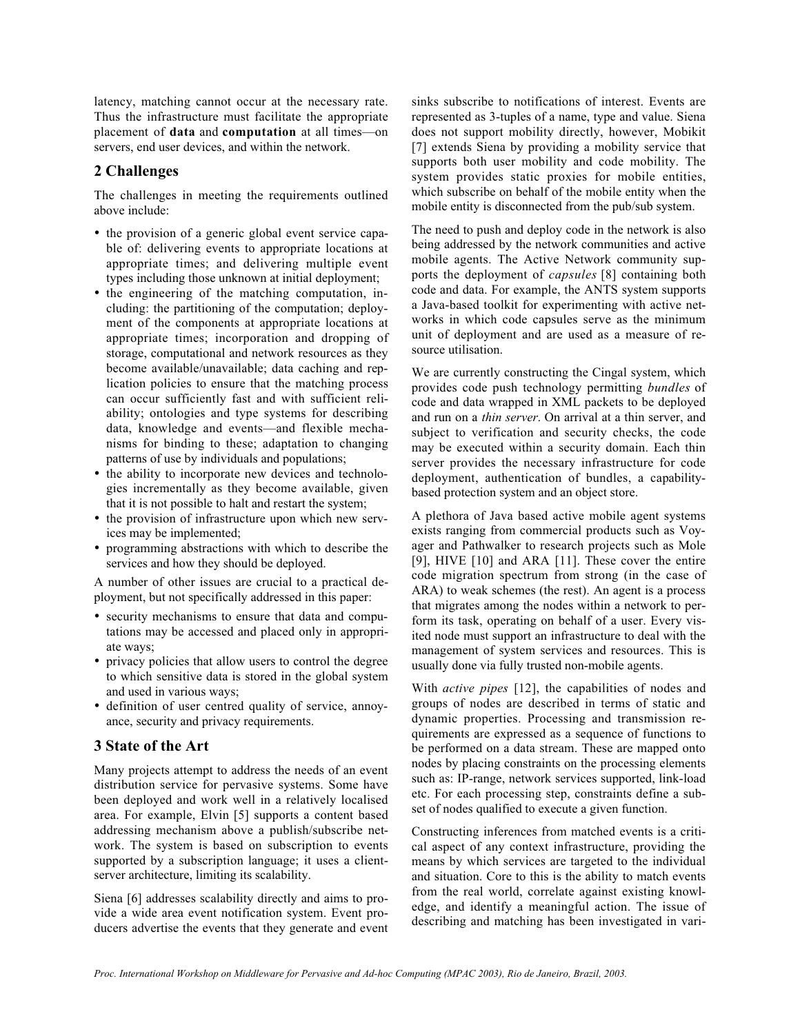latency, matching cannot occur at the necessary rate. Thus the infrastructure must facilitate the appropriate placement of **data** and **computation** at all times—on servers, end user devices, and within the network.

## 2 Challenges

The challenges in meeting the requirements outlined above include:

- the provision of a generic global event service capable of: delivering events to appropriate locations at appropriate times; and delivering multiple event types including those unknown at initial deployment;
- the engineering of the matching computation, including: the partitioning of the computation; deployment of the components at appropriate locations at appropriate times; incorporation and dropping of storage, computational and network resources as they become available/unavailable; data caching and replication policies to ensure that the matching process can occur sufficiently fast and with sufficient reliability; ontologies and type systems for describing data, knowledge and events—and flexible mechanisms for binding to these; adaptation to changing patterns of use by individuals and populations;
- the ability to incorporate new devices and technologies incrementally as they become available, given that it is not possible to halt and restart the system;
- the provision of infrastructure upon which new services may be implemented;
- programming abstractions with which to describe the services and how they should be deployed.

A number of other issues are crucial to a practical deployment, but not specifically addressed in this paper:

- security mechanisms to ensure that data and computations may be accessed and placed only in appropriate ways;
- privacy policies that allow users to control the degree to which sensitive data is stored in the global system and used in various ways;
- definition of user centred quality of service, annoyance, security and privacy requirements.

## 3 State of the Art

Many projects attempt to address the needs of an event distribution service for pervasive systems. Some have been deployed and work well in a relatively localised area. For example, Elvin [5] supports a content based addressing mechanism above a publish/subscribe network. The system is based on subscription to events supported by a subscription language; it uses a client-server architecture, limiting its scalability.

Siena [6] addresses scalability directly and aims to provide a wide area event notification system. Event producers advertise the events that they generate and event sinks subscribe to notifications of interest. Events are represented as 3-tuples of a name, type and value. Siena does not support mobility directly, however, Mobikit [7] extends Siena by providing a mobility service that supports both user mobility and code mobility. The system provides static proxies for mobile entities, which subscribe on behalf of the mobile entity when the mobile entity is disconnected from the pub/sub system.

The need to push and deploy code in the network is also being addressed by the network communities and active mobile agents. The Active Network community supports the deployment of *capsules* [8] containing both code and data. For example, the ANTS system supports a Java-based toolkit for experimenting with active networks in which code capsules serve as the minimum unit of deployment and are used as a measure of resource utilisation.

We are currently constructing the Cingal system, which provides code push technology permitting *bundles* of code and data wrapped in XML packets to be deployed and run on a *thin server*. On arrival at a thin server, and subject to verification and security checks, the code may be executed within a security domain. Each thin server provides the necessary infrastructure for code deployment, authentication of bundles, a capability-based protection system and an object store.

A plethora of Java based active mobile agent systems exists ranging from commercial products such as Voyager and Pathwalker to research projects such as Mole [9], HIVE [10] and ARA [11]. These cover the entire code migration spectrum from strong (in the case of ARA) to weak schemes (the rest). An agent is a process that migrates among the nodes within a network to perform its task, operating on behalf of a user. Every visited node must support an infrastructure to deal with the management of system services and resources. This is usually done via fully trusted non-mobile agents.

With *active pipes* [12], the capabilities of nodes and groups of nodes are described in terms of static and dynamic properties. Processing and transmission requirements are expressed as a sequence of functions to be performed on a data stream. These are mapped onto nodes by placing constraints on the processing elements such as: IP-range, network services supported, link-load etc. For each processing step, constraints define a subset of nodes qualified to execute a given function.

Constructing inferences from matched events is a critical aspect of any context infrastructure, providing the means by which services are targeted to the individual and situation. Core to this is the ability to match events from the real world, correlate against existing knowledge, and identify a meaningful action. The issue of describing and matching has been investigated in vari-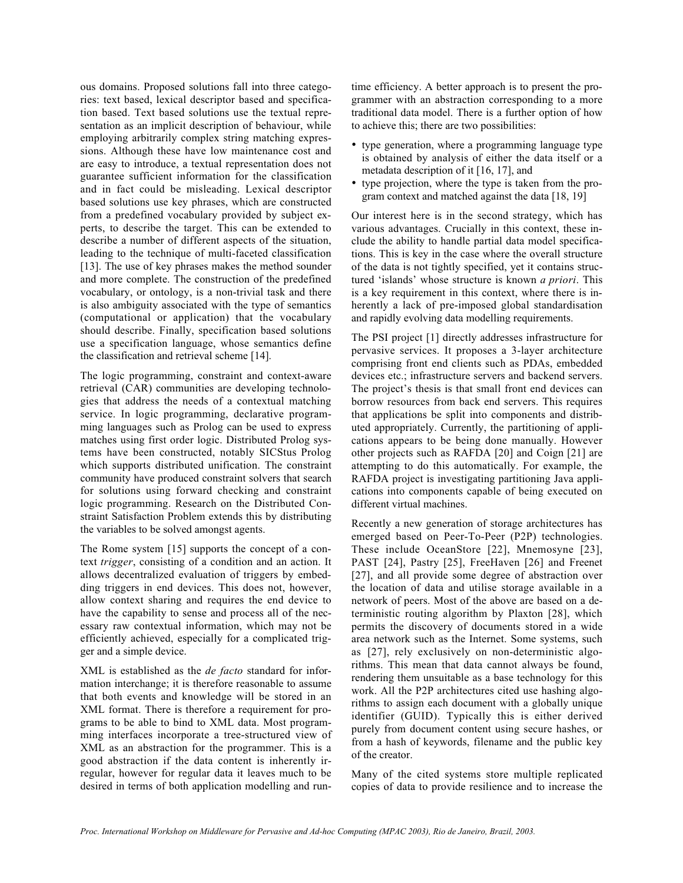ous domains. Proposed solutions fall into three categories: text based, lexical descriptor based and specification based. Text based solutions use the textual representation as an implicit description of behaviour, while employing arbitrarily complex string matching expressions. Although these have low maintenance cost and are easy to introduce, a textual representation does not guarantee sufficient information for the classification and in fact could be misleading. Lexical descriptor based solutions use key phrases, which are constructed from a predefined vocabulary provided by subject experts, to describe the target. This can be extended to describe a number of different aspects of the situation, leading to the technique of multi-faceted classification [13]. The use of key phrases makes the method sounder and more complete. The construction of the predefined vocabulary, or ontology, is a non-trivial task and there is also ambiguity associated with the type of semantics (computational or application) that the vocabulary should describe. Finally, specification based solutions use a specification language, whose semantics define the classification and retrieval scheme [14].

The logic programming, constraint and context-aware retrieval (CAR) communities are developing technologies that address the needs of a contextual matching service. In logic programming, declarative programming languages such as Prolog can be used to express matches using first order logic. Distributed Prolog systems have been constructed, notably SICStus Prolog which supports distributed unification. The constraint community have produced constraint solvers that search for solutions using forward checking and constraint logic programming. Research on the Distributed Constraint Satisfaction Problem extends this by distributing the variables to be solved amongst agents.

The Rome system [15] supports the concept of a context *trigger*, consisting of a condition and an action. It allows decentralized evaluation of triggers by embedding triggers in end devices. This does not, however, allow context sharing and requires the end device to have the capability to sense and process all of the necessary raw contextual information, which may not be efficiently achieved, especially for a complicated trigger and a simple device.

XML is established as the *de facto* standard for information interchange; it is therefore reasonable to assume that both events and knowledge will be stored in an XML format. There is therefore a requirement for programs to be able to bind to XML data. Most programming interfaces incorporate a tree-structured view of XML as an abstraction for the programmer. This is a good abstraction if the data content is inherently irregular, however for regular data it leaves much to be desired in terms of both application modelling and run-time efficiency. A better approach is to present the programmer with an abstraction corresponding to a more traditional data model. There is a further option of how to achieve this; there are two possibilities:

- type generation, where a programming language type is obtained by analysis of either the data itself or a metadata description of it [16, 17], and
- type projection, where the type is taken from the program context and matched against the data [18, 19]

Our interest here is in the second strategy, which has various advantages. Crucially in this context, these include the ability to handle partial data model specifications. This is key in the case where the overall structure of the data is not tightly specified, yet it contains structured 'islands' whose structure is known *a priori*. This is a key requirement in this context, where there is inherently a lack of pre-imposed global standardisation and rapidly evolving data modelling requirements.

The PSI project [1] directly addresses infrastructure for pervasive services. It proposes a 3-layer architecture comprising front end clients such as PDAs, embedded devices etc.; infrastructure servers and backend servers. The project's thesis is that small front end devices can borrow resources from back end servers. This requires that applications be split into components and distributed appropriately. Currently, the partitioning of applications appears to be being done manually. However other projects such as RAFDA [20] and Coign [21] are attempting to do this automatically. For example, the RAFDA project is investigating partitioning Java applications into components capable of being executed on different virtual machines.

Recently a new generation of storage architectures has emerged based on Peer-To-Peer (P2P) technologies. These include OceanStore [22], Mnemosyne [23], PAST [24], Pastry [25], FreeHaven [26] and Freenet [27], and all provide some degree of abstraction over the location of data and utilise storage available in a network of peers. Most of the above are based on a deterministic routing algorithm by Plaxton [28], which permits the discovery of documents stored in a wide area network such as the Internet. Some systems, such as [27], rely exclusively on non-deterministic algorithms. This mean that data cannot always be found, rendering them unsuitable as a base technology for this work. All the P2P architectures cited use hashing algorithms to assign each document with a globally unique identifier (GUID). Typically this is either derived purely from document content using secure hashes, or from a hash of keywords, filename and the public key of the creator.

Many of the cited systems store multiple replicated copies of data to provide resilience and to increase the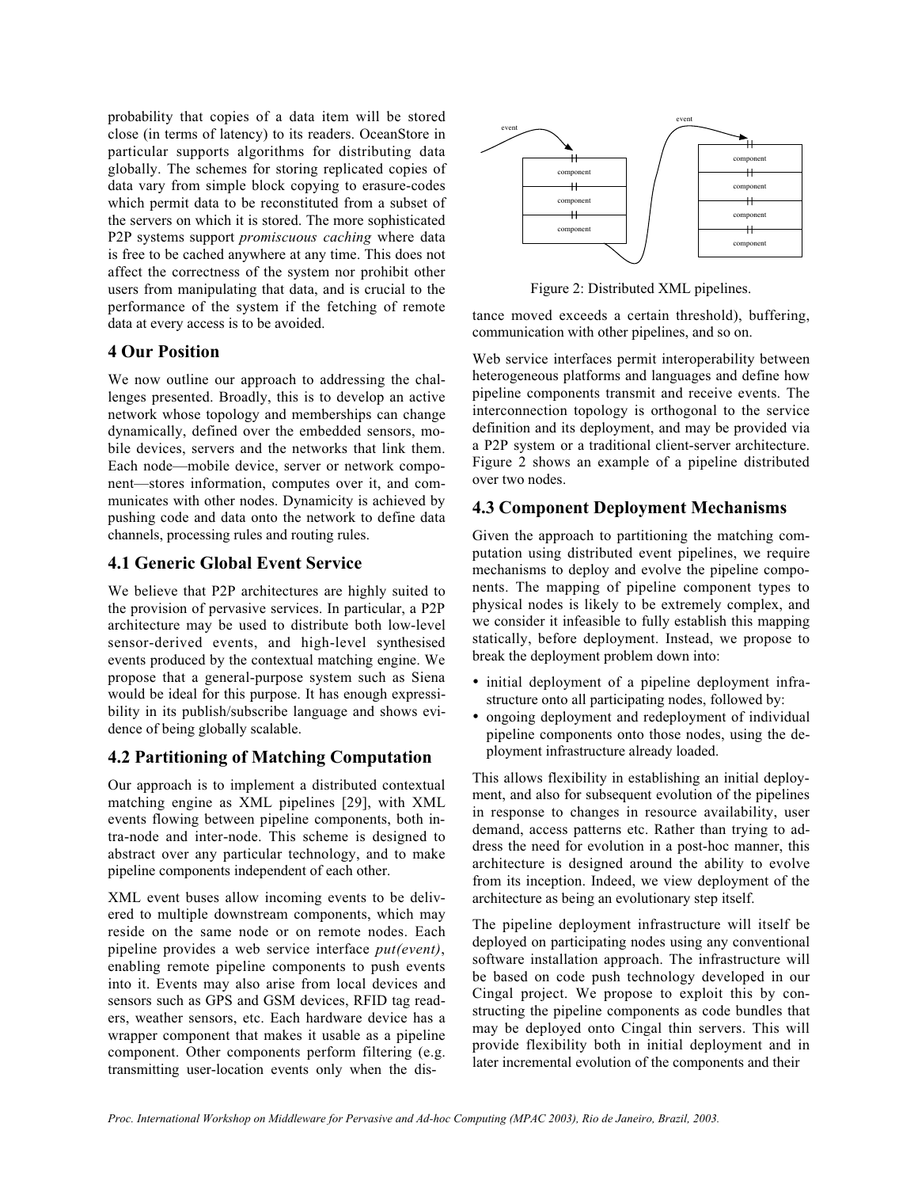probability that copies of a data item will be stored close (in terms of latency) to its readers. OceanStore in particular supports algorithms for distributing data globally. The schemes for storing replicated copies of data vary from simple block copying to erasure-codes which permit data to be reconstituted from a subset of the servers on which it is stored. The more sophisticated P2P systems support *promiscuous caching* where data is free to be cached anywhere at any time. This does not affect the correctness of the system nor prohibit other users from manipulating that data, and is crucial to the performance of the system if the fetching of remote data at every access is to be avoided.

## 4 Our Position

We now outline our approach to addressing the challenges presented. Broadly, this is to develop an active network whose topology and memberships can change dynamically, defined over the embedded sensors, mobile devices, servers and the networks that link them. Each node—mobile device, server or network component—stores information, computes over it, and communicates with other nodes. Dynamicity is achieved by pushing code and data onto the network to define data channels, processing rules and routing rules.

### 4.1 Generic Global Event Service

We believe that P2P architectures are highly suited to the provision of pervasive services. In particular, a P2P architecture may be used to distribute both low-level sensor-derived events, and high-level synthesised events produced by the contextual matching engine. We propose that a general-purpose system such as Siena would be ideal for this purpose. It has enough expressibility in its publish/subscribe language and shows evidence of being globally scalable.

### 4.2 Partitioning of Matching Computation

Our approach is to implement a distributed contextual matching engine as XML pipelines [29], with XML events flowing between pipeline components, both intra-node and inter-node. This scheme is designed to abstract over any particular technology, and to make pipeline components independent of each other.

XML event buses allow incoming events to be delivered to multiple downstream components, which may reside on the same node or on remote nodes. Each pipeline provides a web service interface *put(event)*, enabling remote pipeline components to push events into it. Events may also arise from local devices and sensors such as GPS and GSM devices, RFID tag readers, weather sensors, etc. Each hardware device has a wrapper component that makes it usable as a pipeline component. Other components perform filtering (e.g. transmitting user-location events only when the distance moved exceeds a certain threshold), buffering, communication with other pipelines, and so on.

Figure 2: Distributed XML pipelines.

Web service interfaces permit interoperability between heterogeneous platforms and languages and define how pipeline components transmit and receive events. The interconnection topology is orthogonal to the service definition and its deployment, and may be provided via a P2P system or a traditional client-server architecture. Figure 2 shows an example of a pipeline distributed over two nodes.

### 4.3 Component Deployment Mechanisms

Given the approach to partitioning the matching computation using distributed event pipelines, we require mechanisms to deploy and evolve the pipeline components. The mapping of pipeline component types to physical nodes is likely to be extremely complex, and we consider it infeasible to fully establish this mapping statically, before deployment. Instead, we propose to break the deployment problem down into:

- initial deployment of a pipeline deployment infrastructure onto all participating nodes, followed by:
- ongoing deployment and redeployment of individual pipeline components onto those nodes, using the deployment infrastructure already loaded.

This allows flexibility in establishing an initial deployment, and also for subsequent evolution of the pipelines in response to changes in resource availability, user demand, access patterns etc. Rather than trying to address the need for evolution in a post-hoc manner, this architecture is designed around the ability to evolve from its inception. Indeed, we view deployment of the architecture as being an evolutionary step itself.

The pipeline deployment infrastructure will itself be deployed on participating nodes using any conventional software installation approach. The infrastructure will be based on code push technology developed in our Cingal project. We propose to exploit this by constructing the pipeline components as code bundles that may be deployed onto Cingal thin servers. This will provide flexibility both in initial deployment and in later incremental evolution of the components and their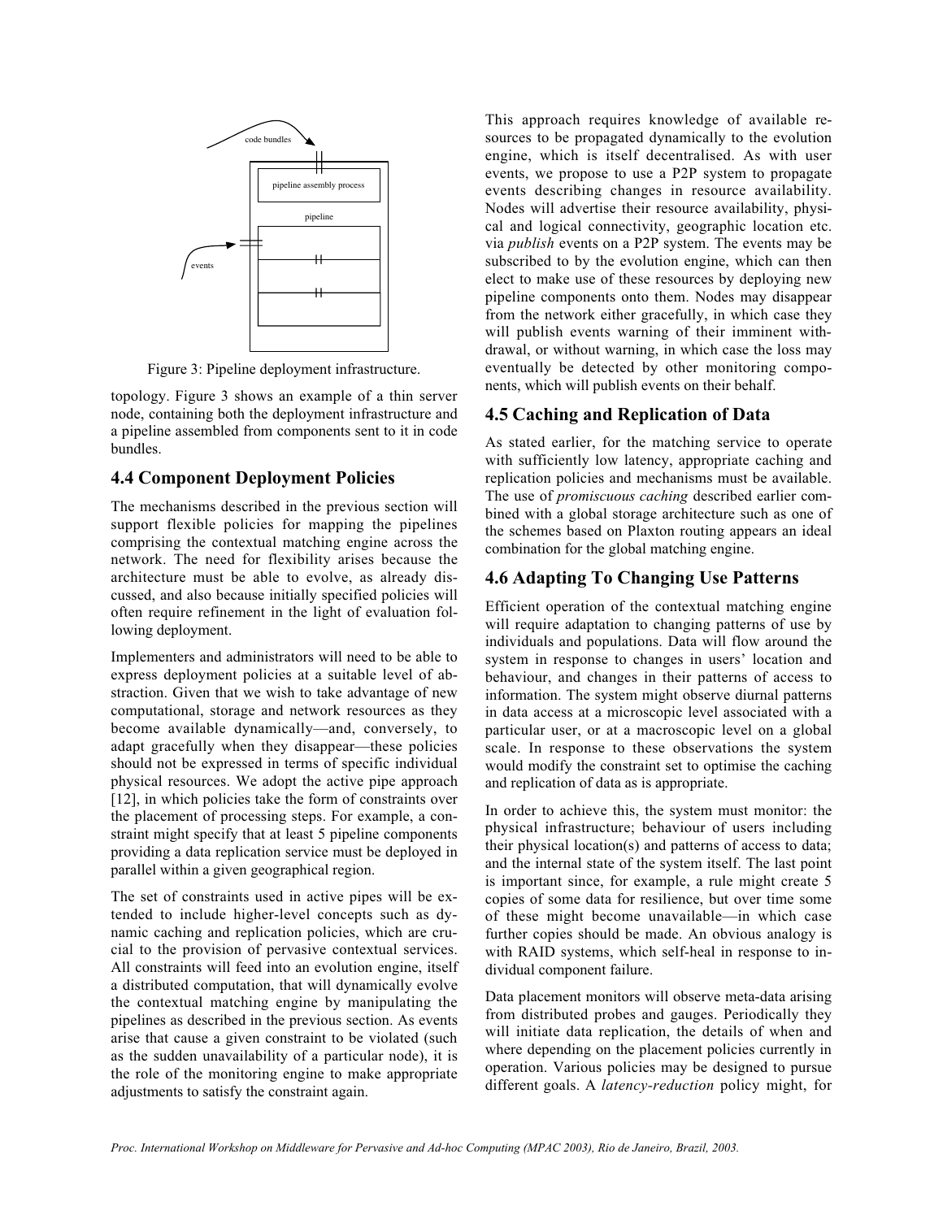Figure 3: Pipeline deployment infrastructure.

topology. Figure 3 shows an example of a thin server node, containing both the deployment infrastructure and a pipeline assembled from components sent to it in code bundles.

## 4.4 Component Deployment Policies

The mechanisms described in the previous section will support flexible policies for mapping the pipelines comprising the contextual matching engine across the network. The need for flexibility arises because the architecture must be able to evolve, as already discussed, and also because initially specified policies will often require refinement in the light of evaluation following deployment.

Implementers and administrators will need to be able to express deployment policies at a suitable level of abstraction. Given that we wish to take advantage of new computational, storage and network resources as they become available dynamically—and, conversely, to adapt gracefully when they disappear—these policies should not be expressed in terms of specific individual physical resources. We adopt the active pipe approach [12], in which policies take the form of constraints over the placement of processing steps. For example, a constraint might specify that at least 5 pipeline components providing a data replication service must be deployed in parallel within a given geographical region.

The set of constraints used in active pipes will be extended to include higher-level concepts such as dynamic caching and replication policies, which are crucial to the provision of pervasive contextual services. All constraints will feed into an evolution engine, itself a distributed computation, that will dynamically evolve the contextual matching engine by manipulating the pipelines as described in the previous section. As events arise that cause a given constraint to be violated (such as the sudden unavailability of a particular node), it is the role of the monitoring engine to make appropriate adjustments to satisfy the constraint again.

This approach requires knowledge of available resources to be propagated dynamically to the evolution engine, which is itself decentralised. As with user events, we propose to use a P2P system to propagate events describing changes in resource availability. Nodes will advertise their resource availability, physical and logical connectivity, geographic location etc. via *publish* events on a P2P system. The events may be subscribed to by the evolution engine, which can then elect to make use of these resources by deploying new pipeline components onto them. Nodes may disappear from the network either gracefully, in which case they will publish events warning of their imminent withdrawal, or without warning, in which case the loss may eventually be detected by other monitoring components, which will publish events on their behalf.

## 4.5 Caching and Replication of Data

As stated earlier, for the matching service to operate with sufficiently low latency, appropriate caching and replication policies and mechanisms must be available. The use of *promiscuous caching* described earlier combined with a global storage architecture such as one of the schemes based on Plaxton routing appears an ideal combination for the global matching engine.

## 4.6 Adapting To Changing Use Patterns

Efficient operation of the contextual matching engine will require adaptation to changing patterns of use by individuals and populations. Data will flow around the system in response to changes in users' location and behaviour, and changes in their patterns of access to information. The system might observe diurnal patterns in data access at a microscopic level associated with a particular user, or at a macroscopic level on a global scale. In response to these observations the system would modify the constraint set to optimise the caching and replication of data as is appropriate.

In order to achieve this, the system must monitor: the physical infrastructure; behaviour of users including their physical location(s) and patterns of access to data; and the internal state of the system itself. The last point is important since, for example, a rule might create 5 copies of some data for resilience, but over time some of these might become unavailable—in which case further copies should be made. An obvious analogy is with RAID systems, which self-heal in response to individual component failure.

Data placement monitors will observe meta-data arising from distributed probes and gauges. Periodically they will initiate data replication, the details of when and where depending on the placement policies currently in operation. Various policies may be designed to pursue different goals. A *latency-reduction* policy might, for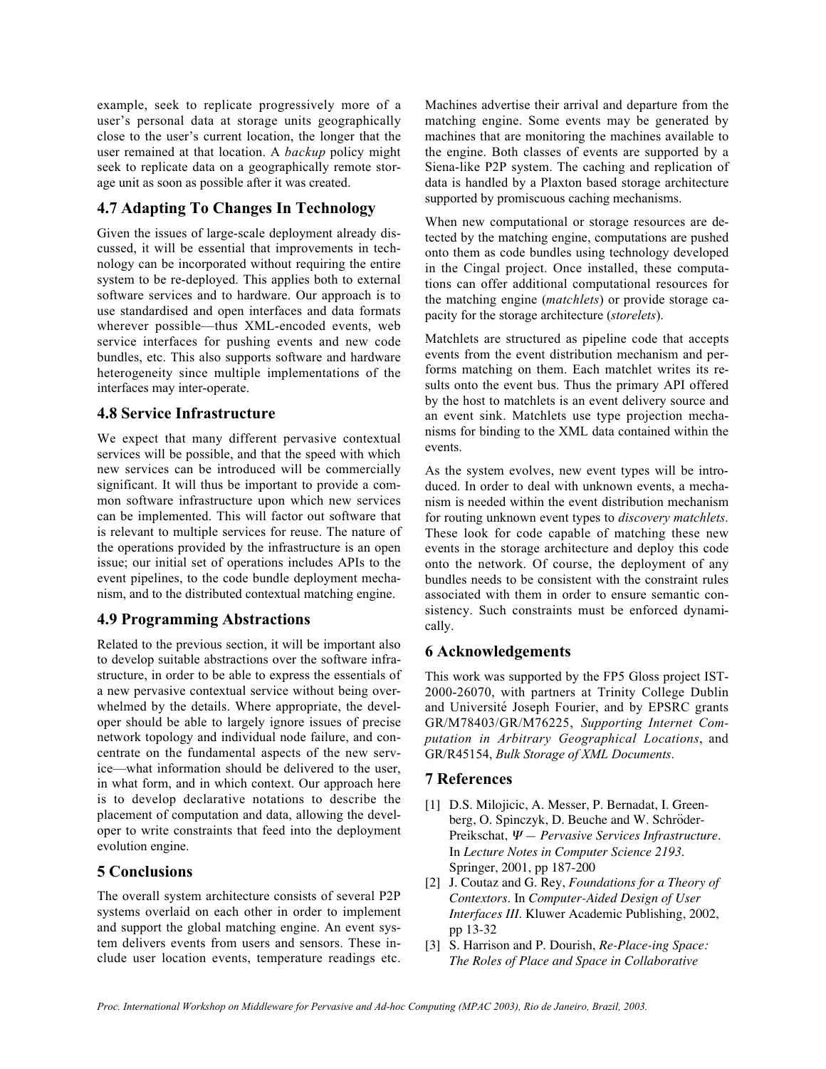example, seek to replicate progressively more of a user's personal data at storage units geographically close to the user's current location, the longer that the user remained at that location. A *backup* policy might seek to replicate data on a geographically remote storage unit as soon as possible after it was created.

## 4.7 Adapting To Changes In Technology

Given the issues of large-scale deployment already discussed, it will be essential that improvements in technology can be incorporated without requiring the entire system to be re-deployed. This applies both to external software services and to hardware. Our approach is to use standardised and open interfaces and data formats wherever possible—thus XML-encoded events, web service interfaces for pushing events and new code bundles, etc. This also supports software and hardware heterogeneity since multiple implementations of the interfaces may inter-operate.

## 4.8 Service Infrastructure

We expect that many different pervasive contextual services will be possible, and that the speed with which new services can be introduced will be commercially significant. It will thus be important to provide a common software infrastructure upon which new services can be implemented. This will factor out software that is relevant to multiple services for reuse. The nature of the operations provided by the infrastructure is an open issue; our initial set of operations includes APIs to the event pipelines, to the code bundle deployment mechanism, and to the distributed contextual matching engine.

## 4.9 Programming Abstractions

Related to the previous section, it will be important also to develop suitable abstractions over the software infrastructure, in order to be able to express the essentials of a new pervasive contextual service without being overwhelmed by the details. Where appropriate, the developer should be able to largely ignore issues of precise network topology and individual node failure, and concentrate on the fundamental aspects of the new service—what information should be delivered to the user, in what form, and in which context. Our approach here is to develop declarative notations to describe the placement of computation and data, allowing the developer to write constraints that feed into the deployment evolution engine.

# 5 Conclusions

The overall system architecture consists of several P2P systems overlaid on each other in order to implement and support the global matching engine. An event system delivers events from users and sensors. These include user location events, temperature readings etc. Machines advertise their arrival and departure from the matching engine. Some events may be generated by machines that are monitoring the machines available to the engine. Both classes of events are supported by a Siena-like P2P system. The caching and replication of data is handled by a Plaxton based storage architecture supported by promiscuous caching mechanisms.

When new computational or storage resources are detected by the matching engine, computations are pushed onto them as code bundles using technology developed in the Cingal project. Once installed, these computations can offer additional computational resources for the matching engine (*matchlets*) or provide storage capacity for the storage architecture (*storelets*).

Matchlets are structured as pipeline code that accepts events from the event distribution mechanism and performs matching on them. Each matchlet writes its results onto the event bus. Thus the primary API offered by the host to matchlets is an event delivery source and an event sink. Matchlets use type projection mechanisms for binding to the XML data contained within the events.

As the system evolves, new event types will be introduced. In order to deal with unknown events, a mechanism is needed within the event distribution mechanism for routing unknown event types to *discovery matchlets*. These look for code capable of matching these new events in the storage architecture and deploy this code onto the network. Of course, the deployment of any bundles needs to be consistent with the constraint rules associated with them in order to ensure semantic consistency. Such constraints must be enforced dynamically.

# 6 Acknowledgements

This work was supported by the FP5 Gloss project IST-2000-26070, with partners at Trinity College Dublin and Université Joseph Fourier, and by EPSRC grants GR/M78403/GR/M76225, *Supporting Internet Computation in Arbitrary Geographical Locations*, and GR/R45154, *Bulk Storage of XML Documents*.

# 7 References

[1] D.S. Milojicic, A. Messer, P. Bernadat, I. Greenberg, O. Spinczyk, D. Beuche and W. Schröder-Preikschat, *Ψ – Pervasive Services Infrastructure*. In *Lecture Notes in Computer Science 2193*. Springer, 2001, pp 187-200

[2] J. Coutaz and G. Rey, *Foundations for a Theory of Contextors*. In *Computer-Aided Design of User Interfaces III*. Kluwer Academic Publishing, 2002, pp 13-32

[3] S. Harrison and P. Dourish, *Re-Place-ing Space: The Roles of Place and Space in Collaborative*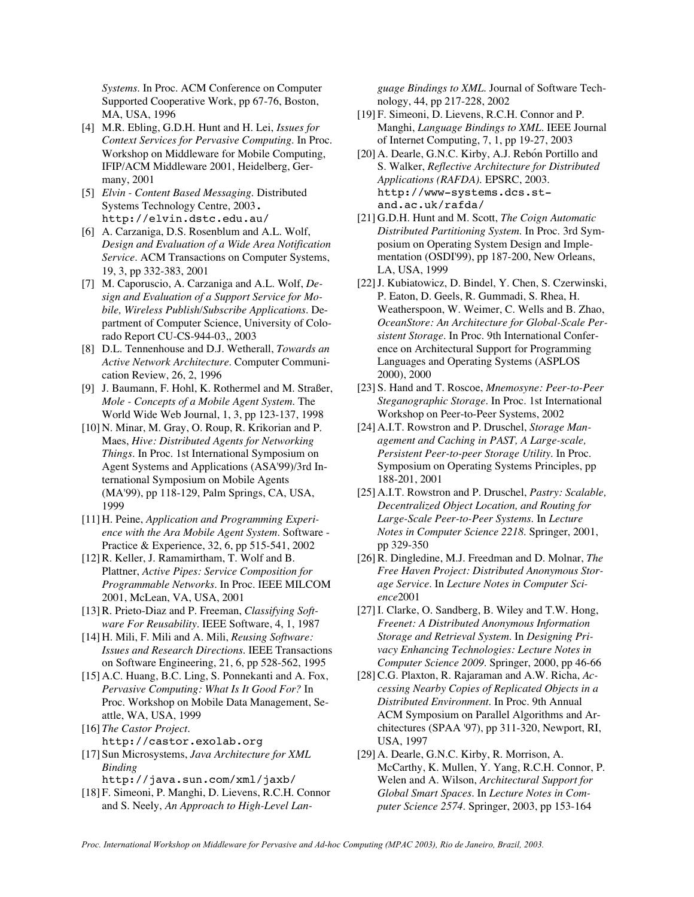*Systems*. In Proc. ACM Conference on Computer Supported Cooperative Work, pp 67-76, Boston, MA, USA, 1996

[4] M.R. Ebling, G.D.H. Hunt and H. Lei, *Issues for Context Services for Pervasive Computing*. In Proc. Workshop on Middleware for Mobile Computing, IFIP/ACM Middleware 2001, Heidelberg, Germany, 2001

[5] *Elvin - Content Based Messaging*. Distributed Systems Technology Centre, 2003. http://elvin.dstc.edu.au/

[6] A. Carzaniga, D.S. Rosenblum and A.L. Wolf, *Design and Evaluation of a Wide Area Notification Service*. ACM Transactions on Computer Systems, 19, 3, pp 332-383, 2001

[7] M. Caporuscio, A. Carzaniga and A.L. Wolf, *Design and Evaluation of a Support Service for Mobile, Wireless Publish/Subscribe Applications*. Department of Computer Science, University of Colorado Report CU-CS-944-03,, 2003

[8] D.L. Tennenhouse and D.J. Wetherall, *Towards an Active Network Architecture*. Computer Communication Review, 26, 2, 1996

[9] J. Baumann, F. Hohl, K. Rothermel and M. Straßer, *Mole - Concepts of a Mobile Agent System*. The World Wide Web Journal, 1, 3, pp 123-137, 1998

[10] N. Minar, M. Gray, O. Roup, R. Krikorian and P. Maes, *Hive: Distributed Agents for Networking Things*. In Proc. 1st International Symposium on Agent Systems and Applications (ASA'99)/3rd International Symposium on Mobile Agents (MA'99), pp 118-129, Palm Springs, CA, USA, 1999

[11] H. Peine, *Application and Programming Experience with the Ara Mobile Agent System*. Software - Practice & Experience, 32, 6, pp 515-541, 2002

[12] R. Keller, J. Ramamirtham, T. Wolf and B. Plattner, *Active Pipes: Service Composition for Programmable Networks*. In Proc. IEEE MILCOM 2001, McLean, VA, USA, 2001

[13] R. Prieto-Diaz and P. Freeman, *Classifying Software For Reusability*. IEEE Software, 4, 1, 1987

[14] H. Mili, F. Mili and A. Mili, *Reusing Software: Issues and Research Directions*. IEEE Transactions on Software Engineering, 21, 6, pp 528-562, 1995

[15] A.C. Huang, B.C. Ling, S. Ponnekanti and A. Fox, *Pervasive Computing: What Is It Good For?* In Proc. Workshop on Mobile Data Management, Seattle, WA, USA, 1999

[16] *The Castor Project*. http://castor.exolab.org

[17] Sun Microsystems, *Java Architecture for XML Binding* http://java.sun.com/xml/jaxb/

[18] F. Simeoni, P. Manghi, D. Lievens, R.C.H. Connor and S. Neely, *An Approach to High-Level Language Bindings to XML*. Journal of Software Technology, 44, pp 217-228, 2002

[19] F. Simeoni, D. Lievens, R.C.H. Connor and P. Manghi, *Language Bindings to XML*. IEEE Journal of Internet Computing, 7, 1, pp 19-27, 2003

[20] A. Dearle, G.N.C. Kirby, A.J. Rebón Portillo and S. Walker, *Reflective Architecture for Distributed Applications (RAFDA)*. EPSRC, 2003. http://www-systems.dcs.st-and.ac.uk/rafda/

[21] G.D.H. Hunt and M. Scott, *The Coign Automatic Distributed Partitioning System*. In Proc. 3rd Symposium on Operating System Design and Implementation (OSDI'99), pp 187-200, New Orleans, LA, USA, 1999

[22] J. Kubiatowicz, D. Bindel, Y. Chen, S. Czerwinski, P. Eaton, D. Geels, R. Gummadi, S. Rhea, H. Weatherspoon, W. Weimer, C. Wells and B. Zhao, *OceanStore: An Architecture for Global-Scale Persistent Storage*. In Proc. 9th International Conference on Architectural Support for Programming Languages and Operating Systems (ASPLOS 2000), 2000

[23] S. Hand and T. Roscoe, *Mnemosyne: Peer-to-Peer Steganographic Storage*. In Proc. 1st International Workshop on Peer-to-Peer Systems, 2002

[24] A.I.T. Rowstron and P. Druschel, *Storage Management and Caching in PAST, A Large-scale, Persistent Peer-to-peer Storage Utility*. In Proc. Symposium on Operating Systems Principles, pp 188-201, 2001

[25] A.I.T. Rowstron and P. Druschel, *Pastry: Scalable, Decentralized Object Location, and Routing for Large-Scale Peer-to-Peer Systems*. In *Lecture Notes in Computer Science 2218*. Springer, 2001, pp 329-350

[26] R. Dingledine, M.J. Freedman and D. Molnar, *The Free Haven Project: Distributed Anonymous Storage Service*. In *Lecture Notes in Computer Science*2001

[27] I. Clarke, O. Sandberg, B. Wiley and T.W. Hong, *Freenet: A Distributed Anonymous Information Storage and Retrieval System*. In *Designing Privacy Enhancing Technologies: Lecture Notes in Computer Science 2009*. Springer, 2000, pp 46-66

[28] C.G. Plaxton, R. Rajaraman and A.W. Richa, *Accessing Nearby Copies of Replicated Objects in a Distributed Environment*. In Proc. 9th Annual ACM Symposium on Parallel Algorithms and Architectures (SPAA '97), pp 311-320, Newport, RI, USA, 1997

[29] A. Dearle, G.N.C. Kirby, R. Morrison, A. McCarthy, K. Mullen, Y. Yang, R.C.H. Connor, P. Welen and A. Wilson, *Architectural Support for Global Smart Spaces*. In *Lecture Notes in Computer Science 2574*. Springer, 2003, pp 153-164